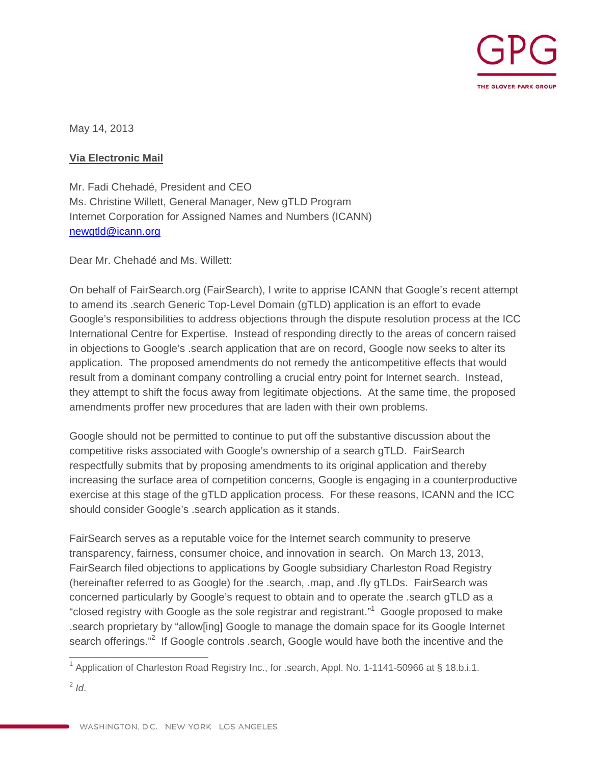May 14, 2013

**Via Electronic Mail**

Mr. Fadi Chehadé, President and CEO
Ms. Christine Willett, General Manager, New gTLD Program
Internet Corporation for Assigned Names and Numbers (ICANN)
newgtld@icann.org

Dear Mr. Chehadé and Ms. Willett:

On behalf of FairSearch.org (FairSearch), I write to apprise ICANN that Google's recent attempt to amend its .search Generic Top-Level Domain (gTLD) application is an effort to evade Google's responsibilities to address objections through the dispute resolution process at the ICC International Centre for Expertise. Instead of responding directly to the areas of concern raised in objections to Google's .search application that are on record, Google now seeks to alter its application. The proposed amendments do not remedy the anticompetitive effects that would result from a dominant company controlling a crucial entry point for Internet search. Instead, they attempt to shift the focus away from legitimate objections. At the same time, the proposed amendments proffer new procedures that are laden with their own problems.

Google should not be permitted to continue to put off the substantive discussion about the competitive risks associated with Google's ownership of a search gTLD. FairSearch respectfully submits that by proposing amendments to its original application and thereby increasing the surface area of competition concerns, Google is engaging in a counterproductive exercise at this stage of the gTLD application process. For these reasons, ICANN and the ICC should consider Google's .search application as it stands.

FairSearch serves as a reputable voice for the Internet search community to preserve transparency, fairness, consumer choice, and innovation in search. On March 13, 2013, FairSearch filed objections to applications by Google subsidiary Charleston Road Registry (hereinafter referred to as Google) for the .search, .map, and .fly gTLDs. FairSearch was concerned particularly by Google's request to obtain and to operate the .search gTLD as a "closed registry with Google as the sole registrar and registrant."[1] Google proposed to make .search proprietary by "allow[ing] Google to manage the domain space for its Google Internet search offerings."[2] If Google controls .search, Google would have both the incentive and the

---

[1] Application of Charleston Road Registry Inc., for .search, Appl. No. 1-1141-50966 at § 18.b.i.1.

[2] *Id*.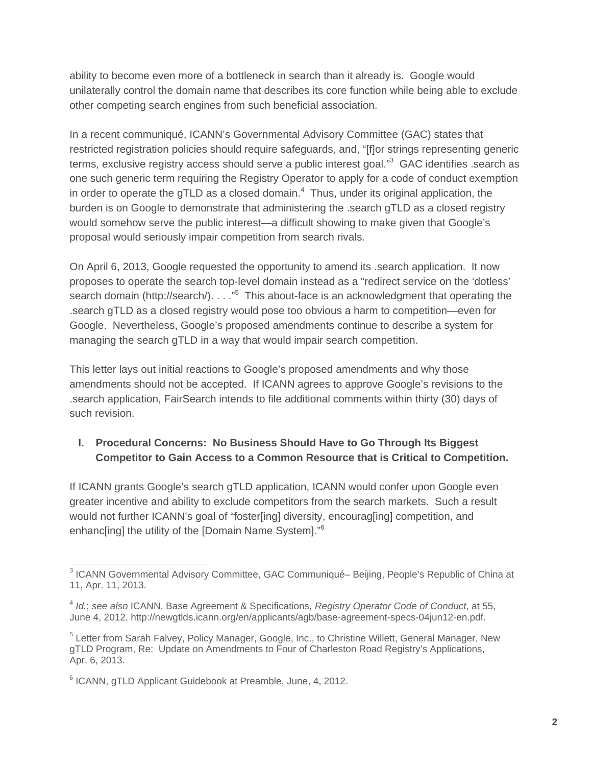ability to become even more of a bottleneck in search than it already is. Google would unilaterally control the domain name that describes its core function while being able to exclude other competing search engines from such beneficial association.

In a recent communiqué, ICANN's Governmental Advisory Committee (GAC) states that restricted registration policies should require safeguards, and, "[f]or strings representing generic terms, exclusive registry access should serve a public interest goal."[3] GAC identifies .search as one such generic term requiring the Registry Operator to apply for a code of conduct exemption in order to operate the gTLD as a closed domain.[4] Thus, under its original application, the burden is on Google to demonstrate that administering the .search gTLD as a closed registry would somehow serve the public interest—a difficult showing to make given that Google's proposal would seriously impair competition from search rivals.

On April 6, 2013, Google requested the opportunity to amend its .search application. It now proposes to operate the search top-level domain instead as a "redirect service on the 'dotless' search domain (http://search/). . . ."[5] This about-face is an acknowledgment that operating the .search gTLD as a closed registry would pose too obvious a harm to competition—even for Google. Nevertheless, Google's proposed amendments continue to describe a system for managing the search gTLD in a way that would impair search competition.

This letter lays out initial reactions to Google's proposed amendments and why those amendments should not be accepted. If ICANN agrees to approve Google's revisions to the .search application, FairSearch intends to file additional comments within thirty (30) days of such revision.

## I. Procedural Concerns: No Business Should Have to Go Through Its Biggest Competitor to Gain Access to a Common Resource that is Critical to Competition.

If ICANN grants Google's search gTLD application, ICANN would confer upon Google even greater incentive and ability to exclude competitors from the search markets. Such a result would not further ICANN's goal of "foster[ing] diversity, encourag[ing] competition, and enhanc[ing] the utility of the [Domain Name System]."[6]

---

[3] ICANN Governmental Advisory Committee, GAC Communiqué– Beijing, People's Republic of China at 11, Apr. 11, 2013.

[4] *Id.*; *see also* ICANN, Base Agreement & Specifications, *Registry Operator Code of Conduct*, at 55, June 4, 2012, http://newgtlds.icann.org/en/applicants/agb/base-agreement-specs-04jun12-en.pdf.

[5] Letter from Sarah Falvey, Policy Manager, Google, Inc., to Christine Willett, General Manager, New gTLD Program, Re: Update on Amendments to Four of Charleston Road Registry's Applications, Apr. 6, 2013.

[6] ICANN, gTLD Applicant Guidebook at Preamble, June, 4, 2012.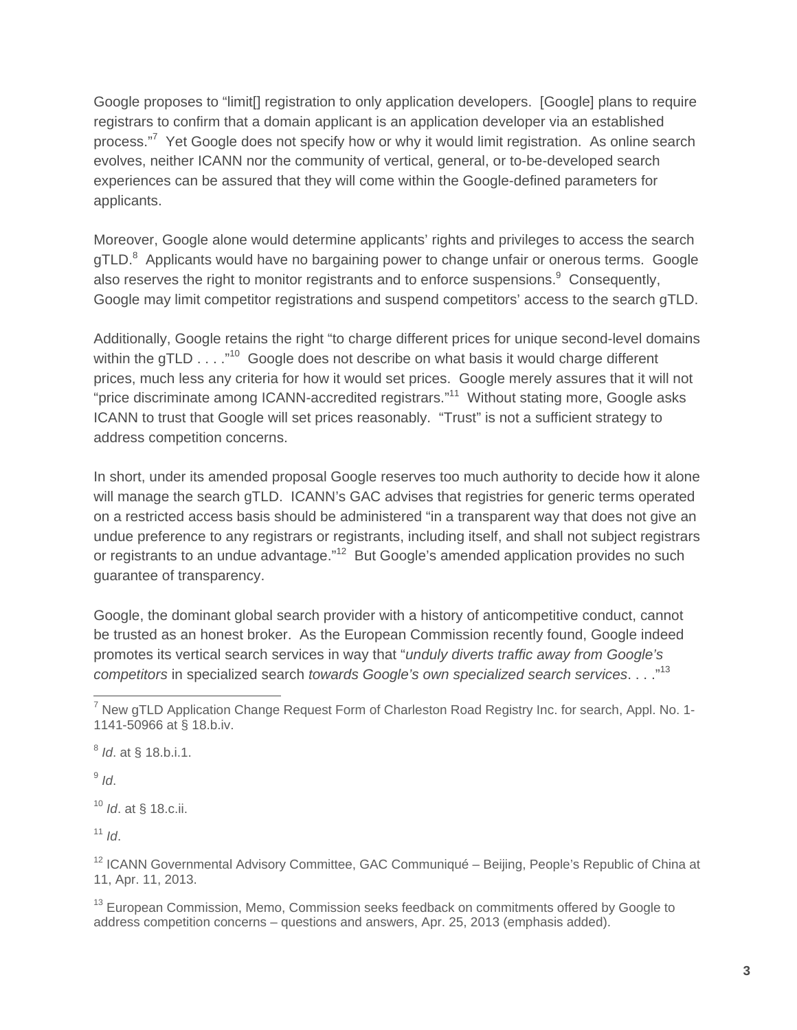Google proposes to "limit[] registration to only application developers. [Google] plans to require registrars to confirm that a domain applicant is an application developer via an established process."[7] Yet Google does not specify how or why it would limit registration. As online search evolves, neither ICANN nor the community of vertical, general, or to-be-developed search experiences can be assured that they will come within the Google-defined parameters for applicants.

Moreover, Google alone would determine applicants' rights and privileges to access the search gTLD.[8] Applicants would have no bargaining power to change unfair or onerous terms. Google also reserves the right to monitor registrants and to enforce suspensions.[9] Consequently, Google may limit competitor registrations and suspend competitors' access to the search gTLD.

Additionally, Google retains the right "to charge different prices for unique second-level domains within the gTLD . . . ."[10] Google does not describe on what basis it would charge different prices, much less any criteria for how it would set prices. Google merely assures that it will not "price discriminate among ICANN-accredited registrars."[11] Without stating more, Google asks ICANN to trust that Google will set prices reasonably. "Trust" is not a sufficient strategy to address competition concerns.

In short, under its amended proposal Google reserves too much authority to decide how it alone will manage the search gTLD. ICANN's GAC advises that registries for generic terms operated on a restricted access basis should be administered "in a transparent way that does not give an undue preference to any registrars or registrants, including itself, and shall not subject registrars or registrants to an undue advantage."[12] But Google's amended application provides no such guarantee of transparency.

Google, the dominant global search provider with a history of anticompetitive conduct, cannot be trusted as an honest broker. As the European Commission recently found, Google indeed promotes its vertical search services in way that "*unduly diverts traffic away from Google's competitors* in specialized search *towards Google's own specialized search services*. . . ."[13]

---

[7] New gTLD Application Change Request Form of Charleston Road Registry Inc. for search, Appl. No. 1-1141-50966 at § 18.b.iv.

[8] *Id*. at § 18.b.i.1.

[9] *Id*.

[10] *Id*. at § 18.c.ii.

[11] *Id*.

[12] ICANN Governmental Advisory Committee, GAC Communiqué – Beijing, People's Republic of China at 11, Apr. 11, 2013.

[13] European Commission, Memo, Commission seeks feedback on commitments offered by Google to address competition concerns – questions and answers, Apr. 25, 2013 (emphasis added).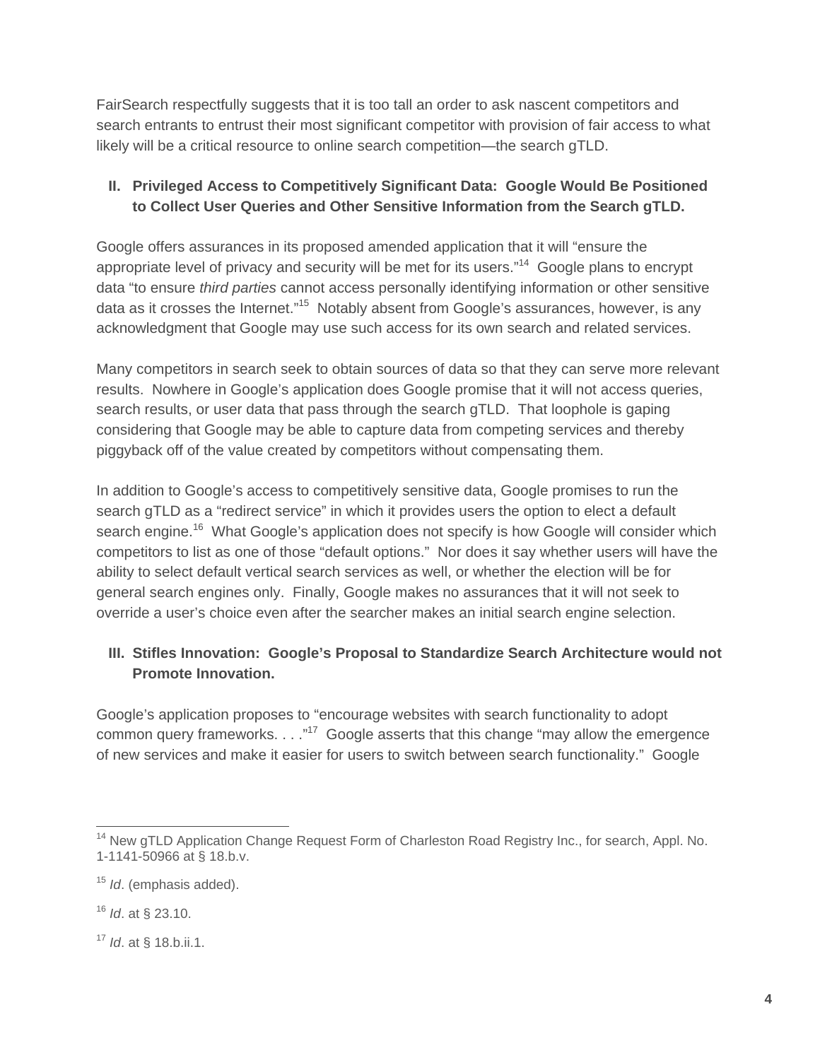FairSearch respectfully suggests that it is too tall an order to ask nascent competitors and search entrants to entrust their most significant competitor with provision of fair access to what likely will be a critical resource to online search competition—the search gTLD.

## II. Privileged Access to Competitively Significant Data: Google Would Be Positioned to Collect User Queries and Other Sensitive Information from the Search gTLD.

Google offers assurances in its proposed amended application that it will "ensure the appropriate level of privacy and security will be met for its users."[14] Google plans to encrypt data "to ensure *third parties* cannot access personally identifying information or other sensitive data as it crosses the Internet."[15] Notably absent from Google's assurances, however, is any acknowledgment that Google may use such access for its own search and related services.

Many competitors in search seek to obtain sources of data so that they can serve more relevant results. Nowhere in Google's application does Google promise that it will not access queries, search results, or user data that pass through the search gTLD. That loophole is gaping considering that Google may be able to capture data from competing services and thereby piggyback off of the value created by competitors without compensating them.

In addition to Google's access to competitively sensitive data, Google promises to run the search gTLD as a "redirect service" in which it provides users the option to elect a default search engine.[16] What Google's application does not specify is how Google will consider which competitors to list as one of those "default options." Nor does it say whether users will have the ability to select default vertical search services as well, or whether the election will be for general search engines only. Finally, Google makes no assurances that it will not seek to override a user's choice even after the searcher makes an initial search engine selection.

## III. Stifles Innovation: Google's Proposal to Standardize Search Architecture would not Promote Innovation.

Google's application proposes to "encourage websites with search functionality to adopt common query frameworks. . . ."[17] Google asserts that this change "may allow the emergence of new services and make it easier for users to switch between search functionality." Google

---

[14] New gTLD Application Change Request Form of Charleston Road Registry Inc., for search, Appl. No. 1-1141-50966 at § 18.b.v.

[15] *Id*. (emphasis added).

[16] *Id*. at § 23.10.

[17] *Id*. at § 18.b.ii.1.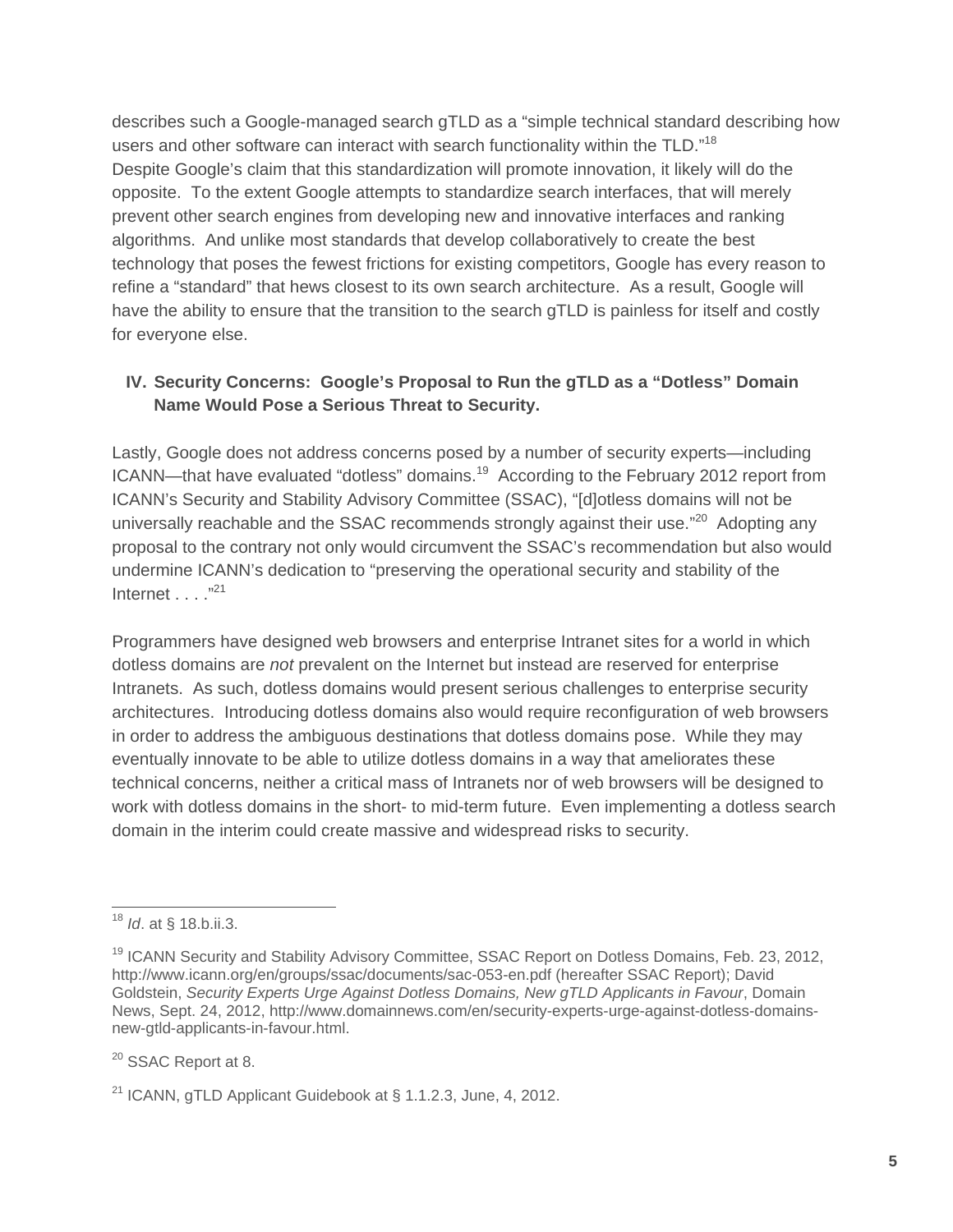describes such a Google-managed search gTLD as a "simple technical standard describing how users and other software can interact with search functionality within the TLD."[18]

Despite Google's claim that this standardization will promote innovation, it likely will do the opposite. To the extent Google attempts to standardize search interfaces, that will merely prevent other search engines from developing new and innovative interfaces and ranking algorithms. And unlike most standards that develop collaboratively to create the best technology that poses the fewest frictions for existing competitors, Google has every reason to refine a "standard" that hews closest to its own search architecture. As a result, Google will have the ability to ensure that the transition to the search gTLD is painless for itself and costly for everyone else.

## IV. Security Concerns: Google's Proposal to Run the gTLD as a "Dotless" Domain Name Would Pose a Serious Threat to Security.

Lastly, Google does not address concerns posed by a number of security experts—including ICANN—that have evaluated "dotless" domains.[19] According to the February 2012 report from ICANN's Security and Stability Advisory Committee (SSAC), "[d]otless domains will not be universally reachable and the SSAC recommends strongly against their use."[20] Adopting any proposal to the contrary not only would circumvent the SSAC's recommendation but also would undermine ICANN's dedication to "preserving the operational security and stability of the Internet . . . ."[21]

Programmers have designed web browsers and enterprise Intranet sites for a world in which dotless domains are *not* prevalent on the Internet but instead are reserved for enterprise Intranets. As such, dotless domains would present serious challenges to enterprise security architectures. Introducing dotless domains also would require reconfiguration of web browsers in order to address the ambiguous destinations that dotless domains pose. While they may eventually innovate to be able to utilize dotless domains in a way that ameliorates these technical concerns, neither a critical mass of Intranets nor of web browsers will be designed to work with dotless domains in the short- to mid-term future. Even implementing a dotless search domain in the interim could create massive and widespread risks to security.

---

[18] *Id*. at § 18.b.ii.3.

[19] ICANN Security and Stability Advisory Committee, SSAC Report on Dotless Domains, Feb. 23, 2012, http://www.icann.org/en/groups/ssac/documents/sac-053-en.pdf (hereafter SSAC Report); David Goldstein, *Security Experts Urge Against Dotless Domains, New gTLD Applicants in Favour*, Domain News, Sept. 24, 2012, http://www.domainnews.com/en/security-experts-urge-against-dotless-domains-new-gtld-applicants-in-favour.html.

[20] SSAC Report at 8.

[21] ICANN, gTLD Applicant Guidebook at § 1.1.2.3, June, 4, 2012.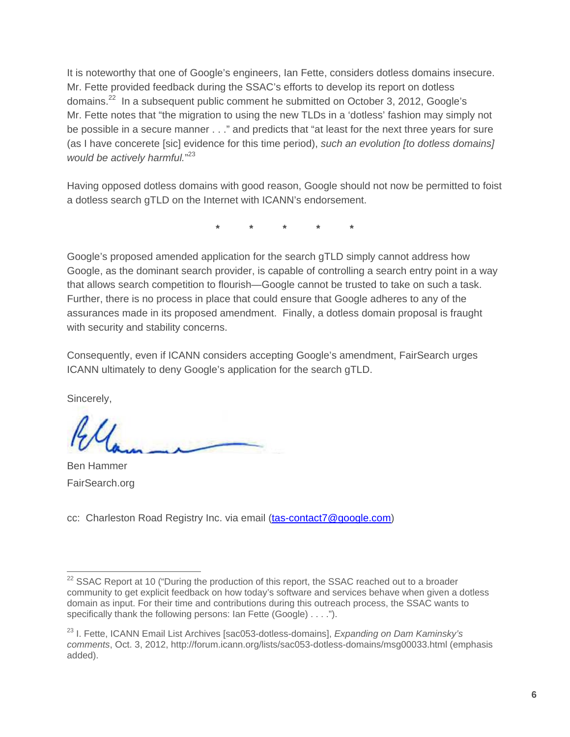It is noteworthy that one of Google's engineers, Ian Fette, considers dotless domains insecure. Mr. Fette provided feedback during the SSAC's efforts to develop its report on dotless domains.[22] In a subsequent public comment he submitted on October 3, 2012, Google's Mr. Fette notes that "the migration to using the new TLDs in a 'dotless' fashion may simply not be possible in a secure manner . . ." and predicts that "at least for the next three years for sure (as I have concerete [sic] evidence for this time period), *such an evolution [to dotless domains] would be actively harmful.*"[23]

Having opposed dotless domains with good reason, Google should not now be permitted to foist a dotless search gTLD on the Internet with ICANN's endorsement.

\* \* \* \* \*

Google's proposed amended application for the search gTLD simply cannot address how Google, as the dominant search provider, is capable of controlling a search entry point in a way that allows search competition to flourish—Google cannot be trusted to take on such a task. Further, there is no process in place that could ensure that Google adheres to any of the assurances made in its proposed amendment. Finally, a dotless domain proposal is fraught with security and stability concerns.

Consequently, even if ICANN considers accepting Google's amendment, FairSearch urges ICANN ultimately to deny Google's application for the search gTLD.

Sincerely,

Ben Hammer
FairSearch.org

cc: Charleston Road Registry Inc. via email (tas-contact7@google.com)

---

[22] SSAC Report at 10 ("During the production of this report, the SSAC reached out to a broader community to get explicit feedback on how today's software and services behave when given a dotless domain as input. For their time and contributions during this outreach process, the SSAC wants to specifically thank the following persons: Ian Fette (Google) . . . .").

[23] I. Fette, ICANN Email List Archives [sac053-dotless-domains], *Expanding on Dam Kaminsky's comments*, Oct. 3, 2012, http://forum.icann.org/lists/sac053-dotless-domains/msg00033.html (emphasis added).